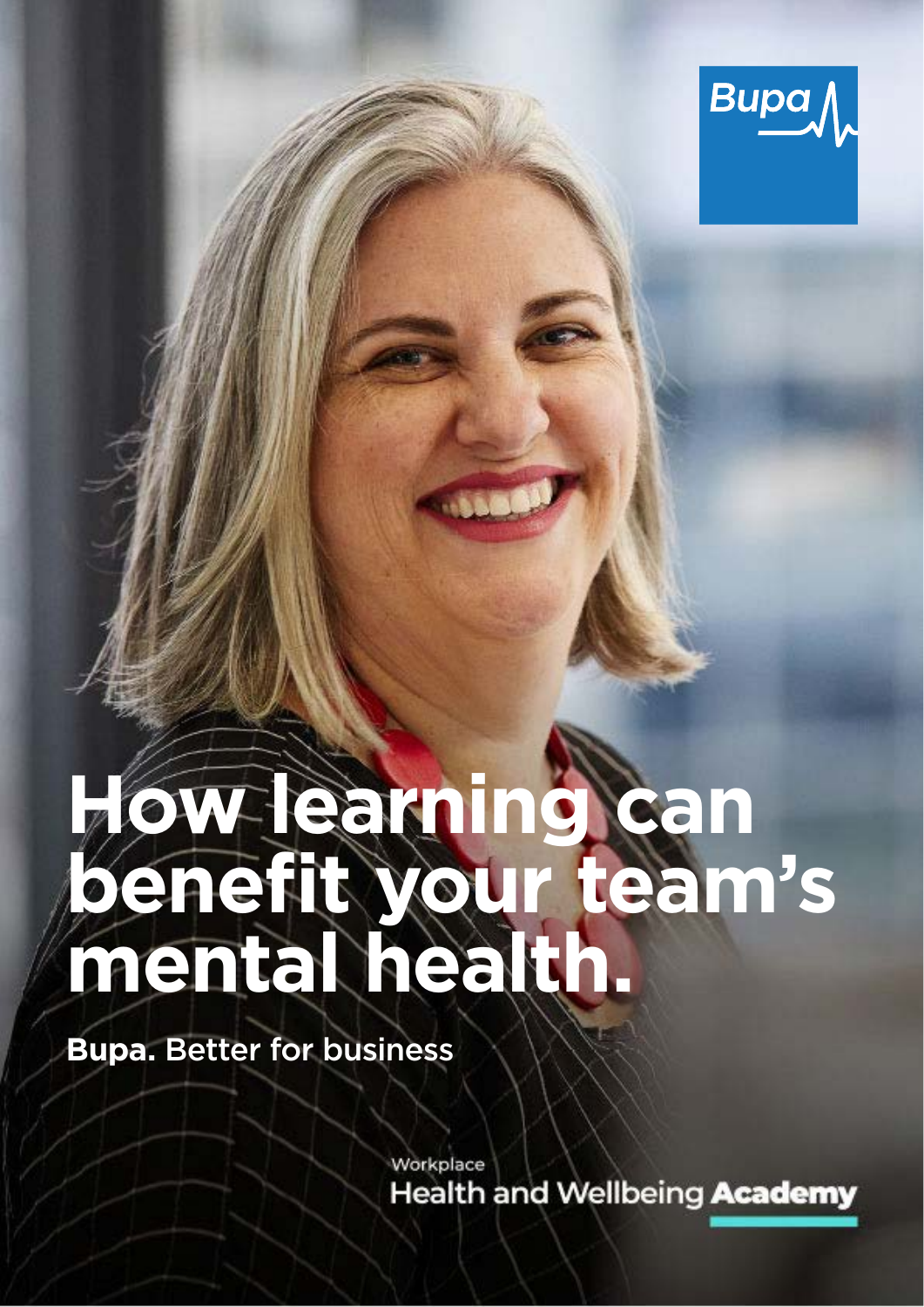Bupa

# How learning can benefit your team's mental health.

**Bupa.** Better for business

Workplace
Health and Wellbeing **Academy**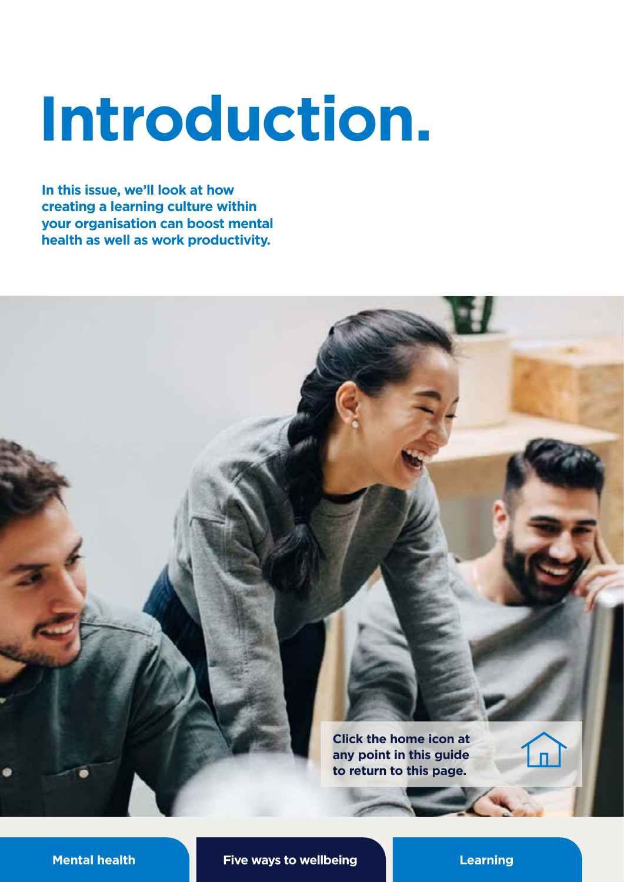# Introduction.

**In this issue, we'll look at how creating a learning culture within your organisation can boost mental health as well as work productivity.**

**Click the home icon at any point in this guide to return to this page.**

**Mental health** | **Five ways to wellbeing** | **Learning**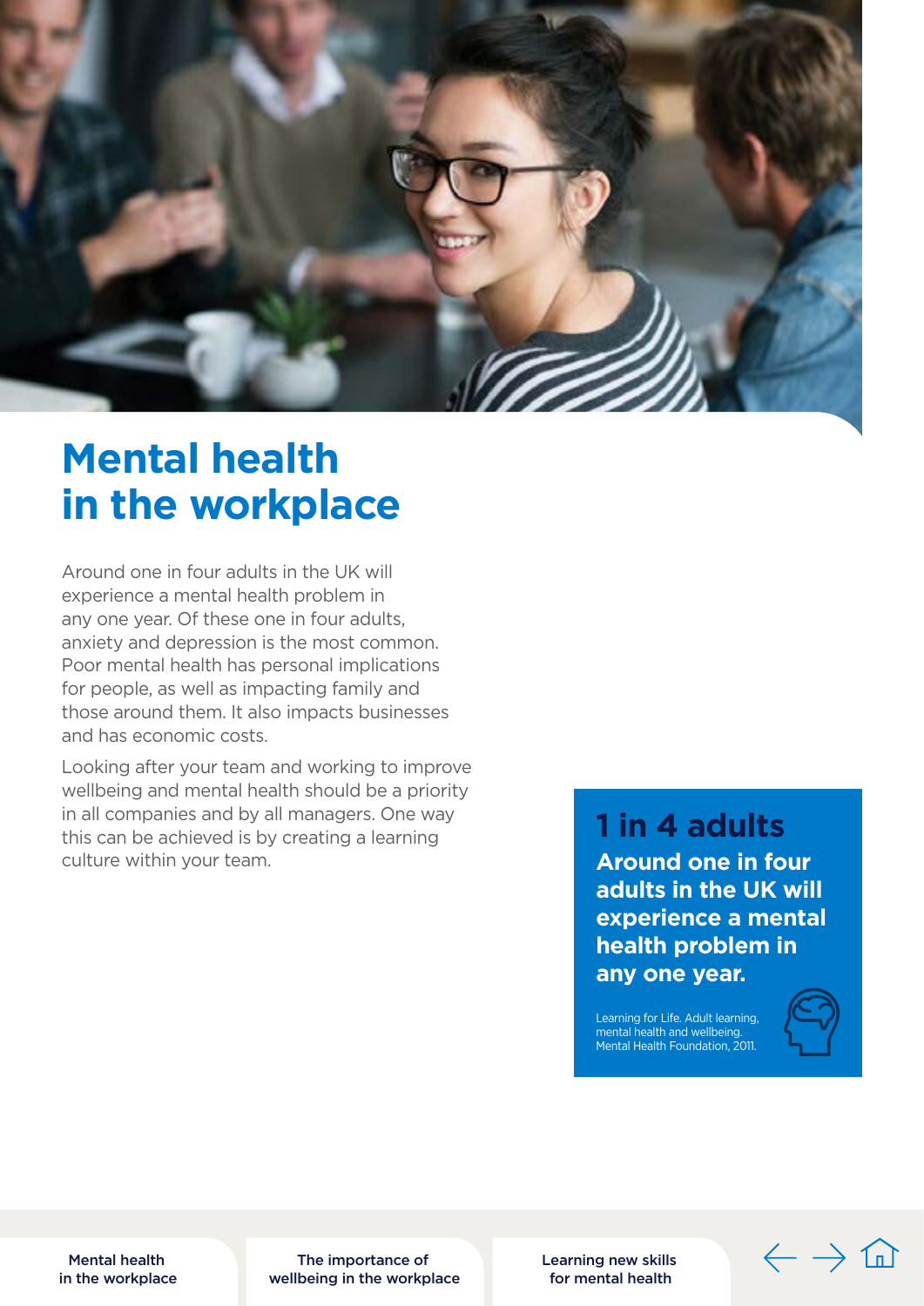# Mental health in the workplace

Around one in four adults in the UK will experience a mental health problem in any one year. Of these one in four adults, anxiety and depression is the most common. Poor mental health has personal implications for people, as well as impacting family and those around them. It also impacts businesses and has economic costs.

Looking after your team and working to improve wellbeing and mental health should be a priority in all companies and by all managers. One way this can be achieved is by creating a learning culture within your team.

## 1 in 4 adults

**Around one in four adults in the UK will experience a mental health problem in any one year.**

Learning for Life. Adult learning, mental health and wellbeing. Mental Health Foundation, 2011.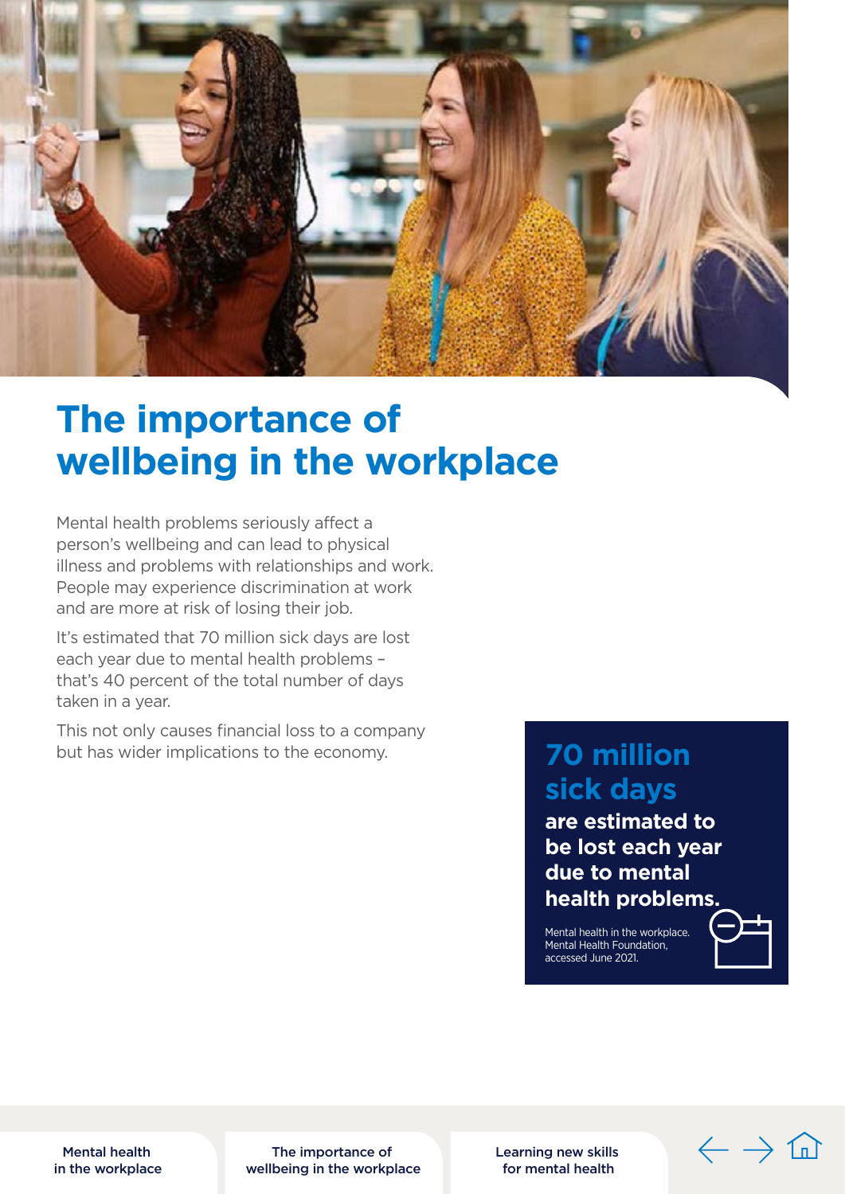# The importance of wellbeing in the workplace

Mental health problems seriously affect a person's wellbeing and can lead to physical illness and problems with relationships and work. People may experience discrimination at work and are more at risk of losing their job.

It's estimated that 70 million sick days are lost each year due to mental health problems – that's 40 percent of the total number of days taken in a year.

This not only causes financial loss to a company but has wider implications to the economy.

**70 million sick days**

**are estimated to be lost each year due to mental health problems.**

Mental health in the workplace. Mental Health Foundation, accessed June 2021.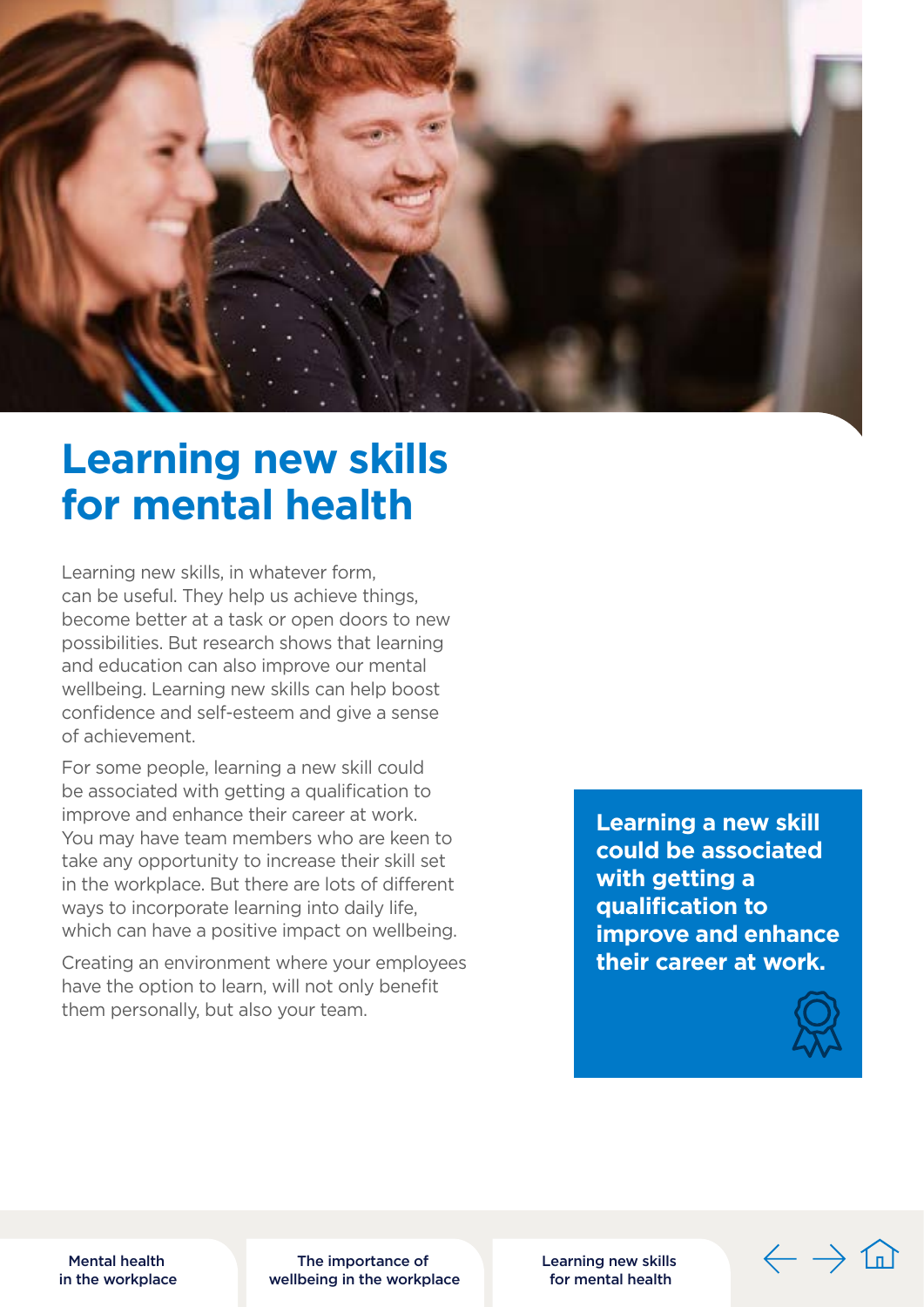# Learning new skills for mental health

Learning new skills, in whatever form, can be useful. They help us achieve things, become better at a task or open doors to new possibilities. But research shows that learning and education can also improve our mental wellbeing. Learning new skills can help boost confidence and self-esteem and give a sense of achievement.

For some people, learning a new skill could be associated with getting a qualification to improve and enhance their career at work. You may have team members who are keen to take any opportunity to increase their skill set in the workplace. But there are lots of different ways to incorporate learning into daily life, which can have a positive impact on wellbeing.

Creating an environment where your employees have the option to learn, will not only benefit them personally, but also your team.

**Learning a new skill could be associated with getting a qualification to improve and enhance their career at work.**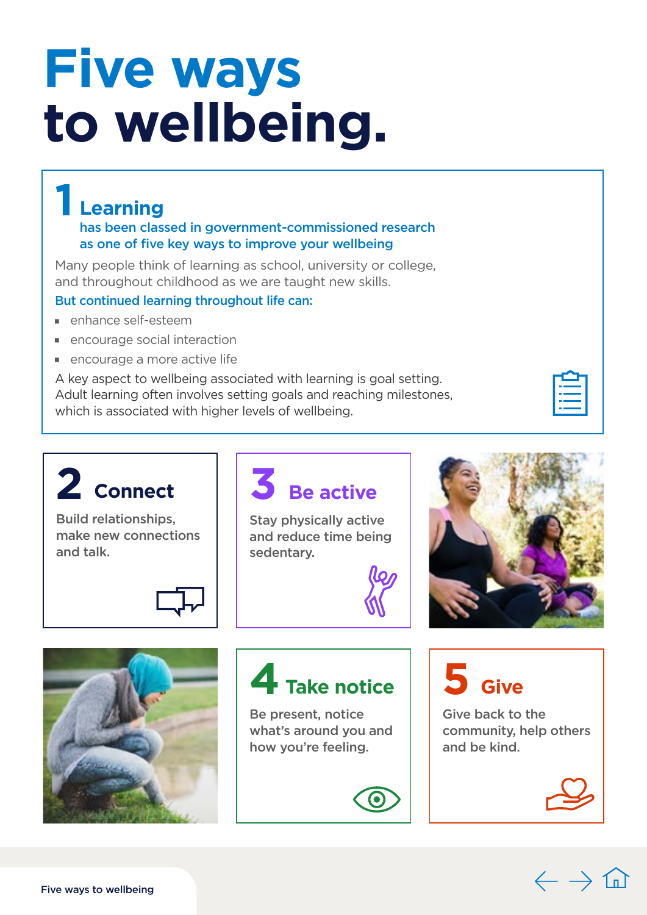# Five ways to wellbeing.

## 1 Learning

**has been classed in government-commissioned research as one of five key ways to improve your wellbeing**

Many people think of learning as school, university or college, and throughout childhood as we are taught new skills.

**But continued learning throughout life can:**

- enhance self-esteem
- encourage social interaction
- encourage a more active life

A key aspect to wellbeing associated with learning is goal setting. Adult learning often involves setting goals and reaching milestones, which is associated with higher levels of wellbeing.

## 2 Connect

Build relationships, make new connections and talk.

## 3 Be active

Stay physically active and reduce time being sedentary.

## 4 Take notice

Be present, notice what's around you and how you're feeling.

## 5 Give

Give back to the community, help others and be kind.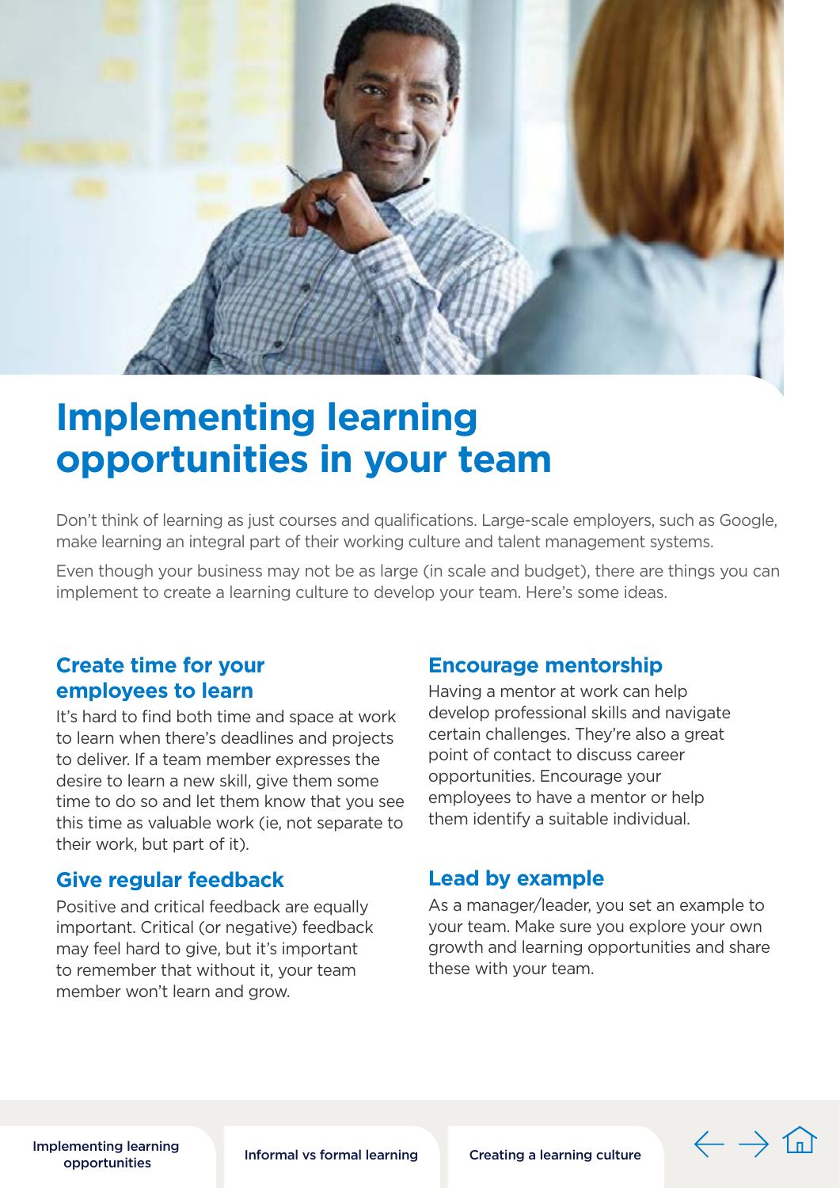# Implementing learning opportunities in your team

Don't think of learning as just courses and qualifications. Large-scale employers, such as Google, make learning an integral part of their working culture and talent management systems.

Even though your business may not be as large (in scale and budget), there are things you can implement to create a learning culture to develop your team. Here's some ideas.

## Create time for your employees to learn

It's hard to find both time and space at work to learn when there's deadlines and projects to deliver. If a team member expresses the desire to learn a new skill, give them some time to do so and let them know that you see this time as valuable work (ie, not separate to their work, but part of it).

## Give regular feedback

Positive and critical feedback are equally important. Critical (or negative) feedback may feel hard to give, but it's important to remember that without it, your team member won't learn and grow.

## Encourage mentorship

Having a mentor at work can help develop professional skills and navigate certain challenges. They're also a great point of contact to discuss career opportunities. Encourage your employees to have a mentor or help them identify a suitable individual.

## Lead by example

As a manager/leader, you set an example to your team. Make sure you explore your own growth and learning opportunities and share these with your team.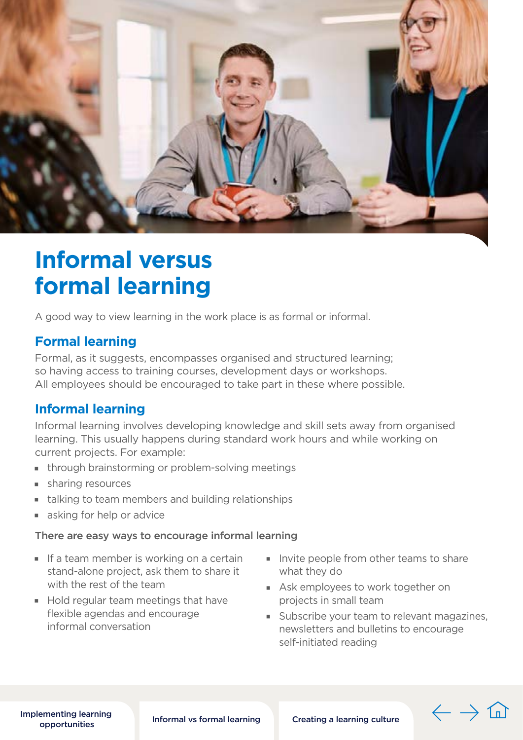# Informal versus formal learning

A good way to view learning in the work place is as formal or informal.

## Formal learning

Formal, as it suggests, encompasses organised and structured learning; so having access to training courses, development days or workshops. All employees should be encouraged to take part in these where possible.

## Informal learning

Informal learning involves developing knowledge and skill sets away from organised learning. This usually happens during standard work hours and while working on current projects. For example:

- through brainstorming or problem-solving meetings
- sharing resources
- talking to team members and building relationships
- asking for help or advice

**There are easy ways to encourage informal learning**

- If a team member is working on a certain stand-alone project, ask them to share it with the rest of the team
- Hold regular team meetings that have flexible agendas and encourage informal conversation
- Invite people from other teams to share what they do
- Ask employees to work together on projects in small team
- Subscribe your team to relevant magazines, newsletters and bulletins to encourage self-initiated reading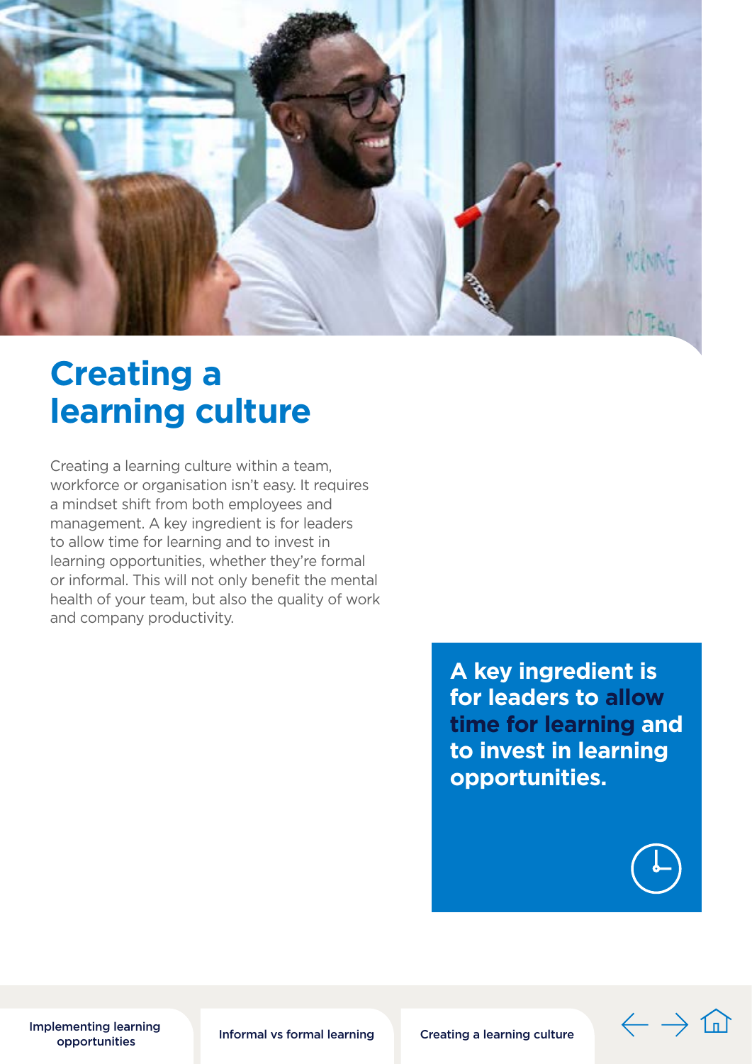# Creating a learning culture

Creating a learning culture within a team, workforce or organisation isn't easy. It requires a mindset shift from both employees and management. A key ingredient is for leaders to allow time for learning and to invest in learning opportunities, whether they're formal or informal. This will not only benefit the mental health of your team, but also the quality of work and company productivity.

> **A key ingredient is for leaders to allow time for learning and to invest in learning opportunities.**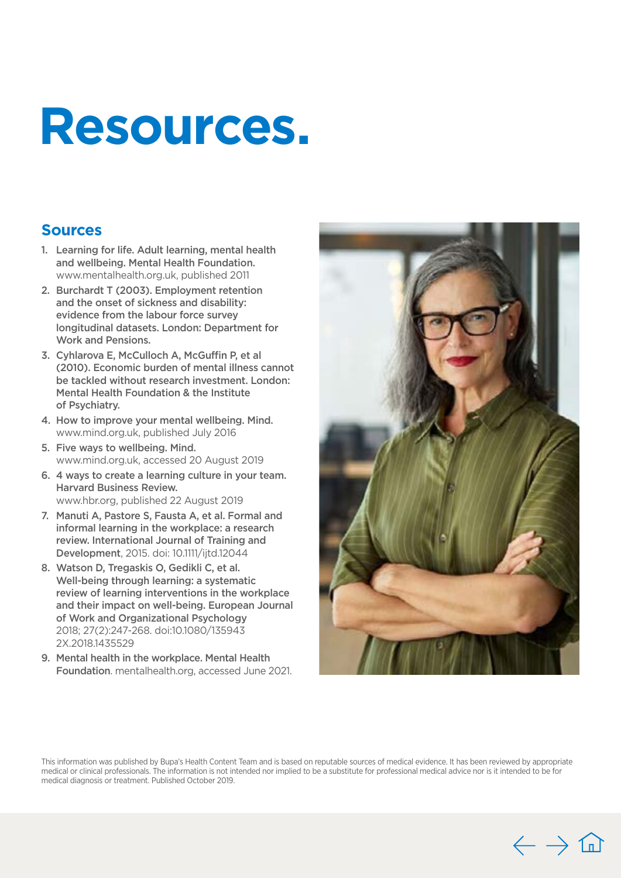# Resources.

## Sources

1. **Learning for life. Adult learning, mental health and wellbeing. Mental Health Foundation.** www.mentalhealth.org.uk, published 2011
2. **Burchardt T (2003). Employment retention and the onset of sickness and disability: evidence from the labour force survey longitudinal datasets. London: Department for Work and Pensions.**
3. **Cyhlarova E, McCulloch A, McGuffin P, et al (2010). Economic burden of mental illness cannot be tackled without research investment. London: Mental Health Foundation & the Institute of Psychiatry.**
4. **How to improve your mental wellbeing. Mind.** www.mind.org.uk, published July 2016
5. **Five ways to wellbeing. Mind.** www.mind.org.uk, accessed 20 August 2019
6. **4 ways to create a learning culture in your team. Harvard Business Review.** www.hbr.org, published 22 August 2019
7. **Manuti A, Pastore S, Fausta A, et al. Formal and informal learning in the workplace: a research review. International Journal of Training and Development**, 2015. doi: 10.1111/ijtd.12044
8. **Watson D, Tregaskis O, Gedikli C, et al. Well-being through learning: a systematic review of learning interventions in the workplace and their impact on well-being. European Journal of Work and Organizational Psychology** 2018; 27(2):247-268. doi:10.1080/1359432X.2018.1435529
9. **Mental health in the workplace. Mental Health Foundation**. mentalhealth.org, accessed June 2021.

This information was published by Bupa's Health Content Team and is based on reputable sources of medical evidence. It has been reviewed by appropriate medical or clinical professionals. The information is not intended nor implied to be a substitute for professional medical advice nor is it intended to be for medical diagnosis or treatment. Published October 2019.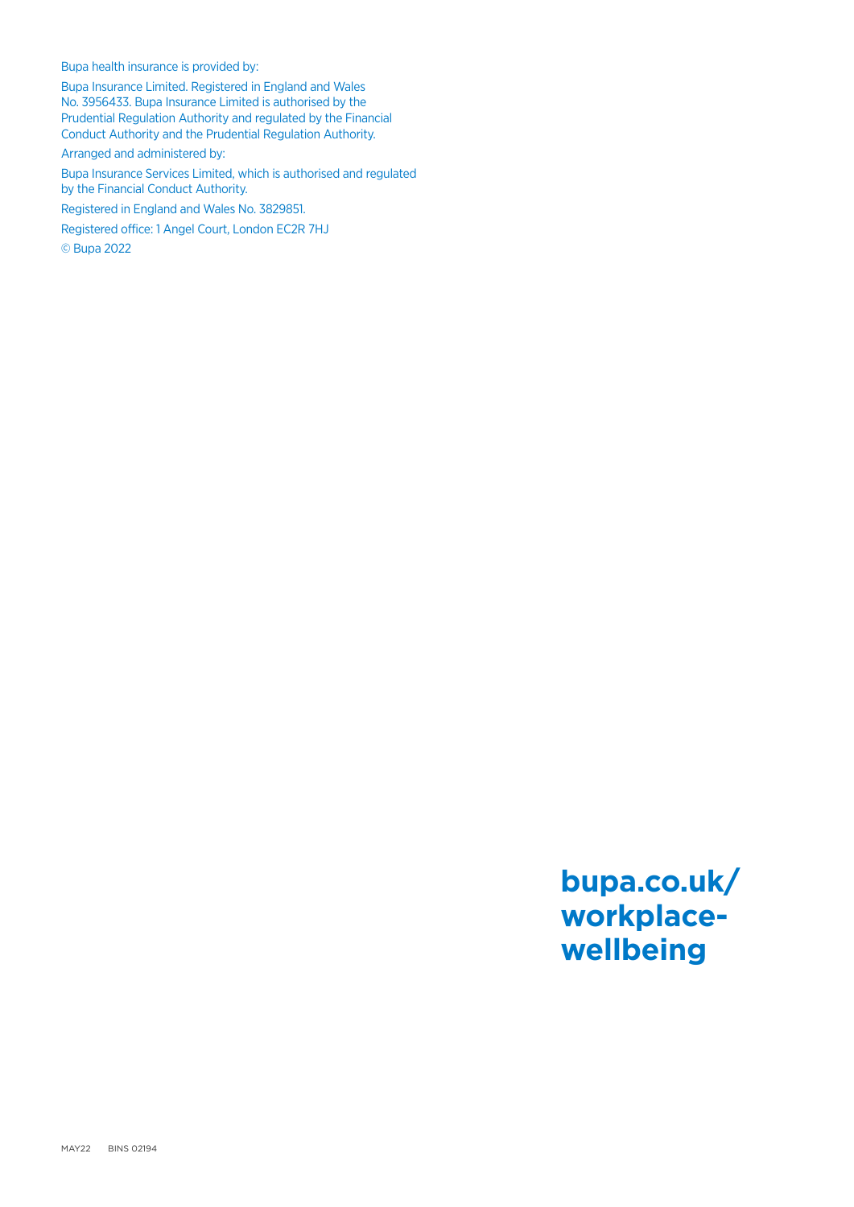Bupa health insurance is provided by:

Bupa Insurance Limited. Registered in England and Wales No. 3956433. Bupa Insurance Limited is authorised by the Prudential Regulation Authority and regulated by the Financial Conduct Authority and the Prudential Regulation Authority.

Arranged and administered by:

Bupa Insurance Services Limited, which is authorised and regulated by the Financial Conduct Authority.

Registered in England and Wales No. 3829851.

Registered office: 1 Angel Court, London EC2R 7HJ

© Bupa 2022

**bupa.co.uk/workplace-wellbeing**

MAY22 BINS 02194